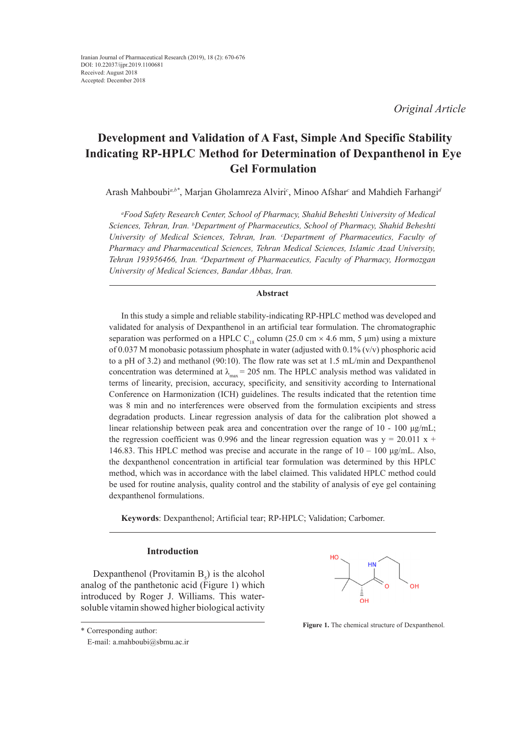Iranian Journal of Pharmaceutical Research (2019), 18 (2): 670-676
DOI: 10.22037/ijpr.2019.1100681
Received: August 2018
Accepted: December 2018

*Original Article*

# Development and Validation of A Fast, Simple And Specific Stability Indicating RP-HPLC Method for Determination of Dexpanthenol in Eye Gel Formulation

Arash Mahboubi[a,b*], Marjan Gholamreza Alviri[c], Minoo Afshar[c] and Mahdieh Farhangi[d]

*[a]Food Safety Research Center, School of Pharmacy, Shahid Beheshti University of Medical Sciences, Tehran, Iran. [b]Department of Pharmaceutics, School of Pharmacy, Shahid Beheshti University of Medical Sciences, Tehran, Iran. [c]Department of Pharmaceutics, Faculty of Pharmacy and Pharmaceutical Sciences, Tehran Medical Sciences, Islamic Azad University, Tehran 193956466, Iran. [d]Department of Pharmaceutics, Faculty of Pharmacy, Hormozgan University of Medical Sciences, Bandar Abbas, Iran.*

## Abstract

In this study a simple and reliable stability-indicating RP-HPLC method was developed and validated for analysis of Dexpanthenol in an artificial tear formulation. The chromatographic separation was performed on a HPLC $C_{18}$ column (25.0 cm × 4.6 mm, 5 µm) using a mixture of 0.037 M monobasic potassium phosphate in water (adjusted with 0.1% (v/v) phosphoric acid to a pH of 3.2) and methanol (90:10). The flow rate was set at 1.5 mL/min and Dexpanthenol concentration was determined at $\lambda_{max}$ = 205 nm. The HPLC analysis method was validated in terms of linearity, precision, accuracy, specificity, and sensitivity according to International Conference on Harmonization (ICH) guidelines. The results indicated that the retention time was 8 min and no interferences were observed from the formulation excipients and stress degradation products. Linear regression analysis of data for the calibration plot showed a linear relationship between peak area and concentration over the range of 10 - 100 µg/mL; the regression coefficient was 0.996 and the linear regression equation was y = 20.011 x + 146.83. This HPLC method was precise and accurate in the range of 10 – 100 µg/mL. Also, the dexpanthenol concentration in artificial tear formulation was determined by this HPLC method, which was in accordance with the label claimed. This validated HPLC method could be used for routine analysis, quality control and the stability of analysis of eye gel containing dexpanthenol formulations.

**Keywords**: Dexpanthenol; Artificial tear; RP-HPLC; Validation; Carbomer.

## Introduction

Dexpanthenol (Provitamin $B_5$) is the alcohol analog of the panthetonic acid (Figure 1) which introduced by Roger J. Williams. This water-soluble vitamin showed higher biological activity

**Figure 1.** The chemical structure of Dexpanthenol.

\* Corresponding author:
E-mail: a.mahboubi@sbmu.ac.ir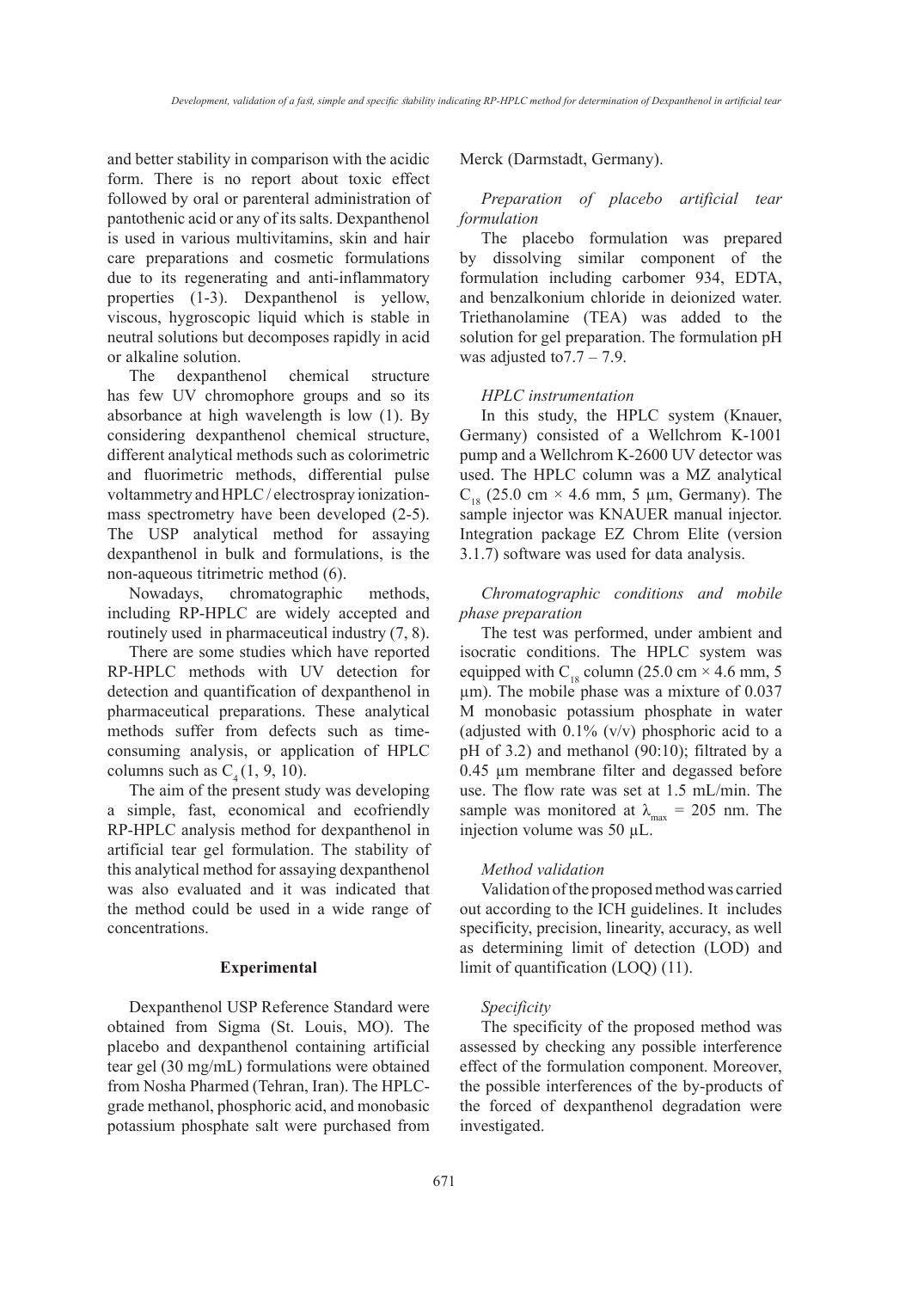and better stability in comparison with the acidic form. There is no report about toxic effect followed by oral or parenteral administration of pantothenic acid or any of its salts. Dexpanthenol is used in various multivitamins, skin and hair care preparations and cosmetic formulations due to its regenerating and anti-inflammatory properties (1-3). Dexpanthenol is yellow, viscous, hygroscopic liquid which is stable in neutral solutions but decomposes rapidly in acid or alkaline solution.

The dexpanthenol chemical structure has few UV chromophore groups and so its absorbance at high wavelength is low (1). By considering dexpanthenol chemical structure, different analytical methods such as colorimetric and fluorimetric methods, differential pulse voltammetry and HPLC / electrospray ionization-mass spectrometry have been developed (2-5). The USP analytical method for assaying dexpanthenol in bulk and formulations, is the non-aqueous titrimetric method (6).

Nowadays, chromatographic methods, including RP-HPLC are widely accepted and routinely used in pharmaceutical industry (7, 8).

There are some studies which have reported RP-HPLC methods with UV detection for detection and quantification of dexpanthenol in pharmaceutical preparations. These analytical methods suffer from defects such as time-consuming analysis, or application of HPLC columns such as $C_4$ (1, 9, 10).

The aim of the present study was developing a simple, fast, economical and ecofriendly RP-HPLC analysis method for dexpanthenol in artificial tear gel formulation. The stability of this analytical method for assaying dexpanthenol was also evaluated and it was indicated that the method could be used in a wide range of concentrations.

## Experimental

Dexpanthenol USP Reference Standard were obtained from Sigma (St. Louis, MO). The placebo and dexpanthenol containing artificial tear gel (30 mg/mL) formulations were obtained from Nosha Pharmed (Tehran, Iran). The HPLC-grade methanol, phosphoric acid, and monobasic potassium phosphate salt were purchased from Merck (Darmstadt, Germany).

### *Preparation of placebo artificial tear formulation*

The placebo formulation was prepared by dissolving similar component of the formulation including carbomer 934, EDTA, and benzalkonium chloride in deionized water. Triethanolamine (TEA) was added to the solution for gel preparation. The formulation pH was adjusted to7.7 – 7.9.

### *HPLC instrumentation*

In this study, the HPLC system (Knauer, Germany) consisted of a Wellchrom K-1001 pump and a Wellchrom K-2600 UV detector was used. The HPLC column was a MZ analytical $C_{18}$ (25.0 cm × 4.6 mm, 5 µm, Germany). The sample injector was KNAUER manual injector. Integration package EZ Chrom Elite (version 3.1.7) software was used for data analysis.

### *Chromatographic conditions and mobile phase preparation*

The test was performed, under ambient and isocratic conditions. The HPLC system was equipped with $C_{18}$ column (25.0 cm × 4.6 mm, 5 µm). The mobile phase was a mixture of 0.037 M monobasic potassium phosphate in water (adjusted with 0.1% (v/v) phosphoric acid to a pH of 3.2) and methanol (90:10); filtrated by a 0.45 µm membrane filter and degassed before use. The flow rate was set at 1.5 mL/min. The sample was monitored at $\lambda_{max}$ = 205 nm. The injection volume was 50 µL.

### *Method validation*

Validation of the proposed method was carried out according to the ICH guidelines. It includes specificity, precision, linearity, accuracy, as well as determining limit of detection (LOD) and limit of quantification (LOQ) (11).

### *Specificity*

The specificity of the proposed method was assessed by checking any possible interference effect of the formulation component. Moreover, the possible interferences of the by-products of the forced of dexpanthenol degradation were investigated.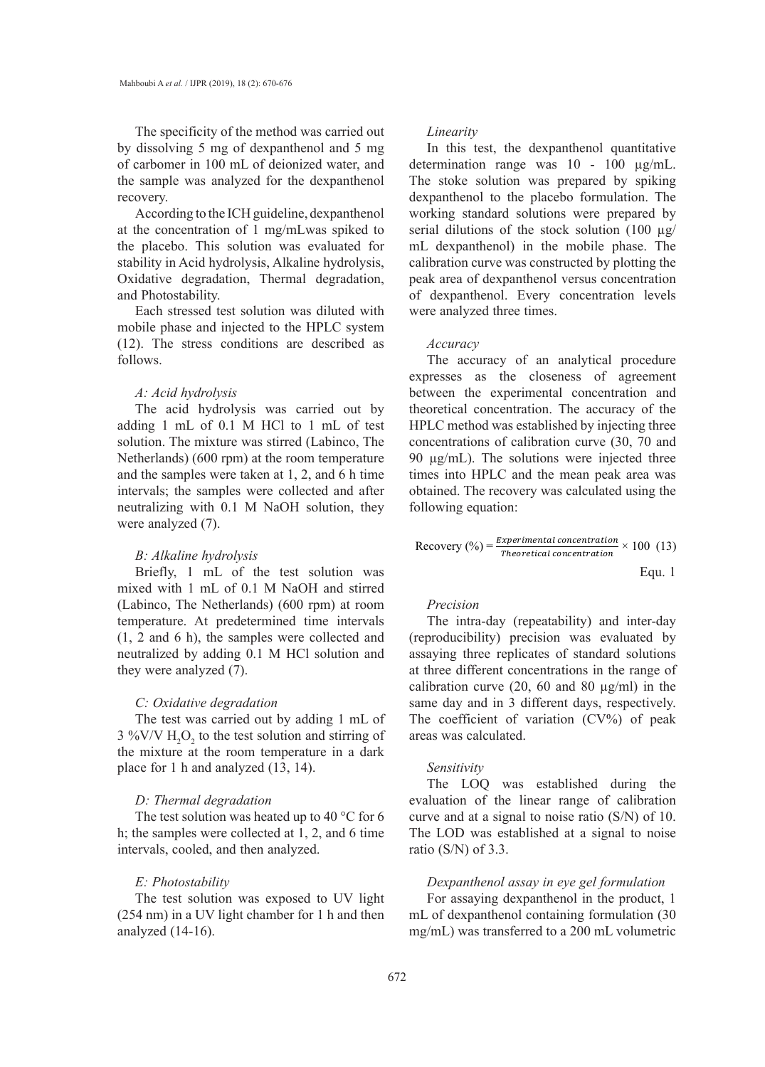The specificity of the method was carried out by dissolving 5 mg of dexpanthenol and 5 mg of carbomer in 100 mL of deionized water, and the sample was analyzed for the dexpanthenol recovery.

According to the ICH guideline, dexpanthenol at the concentration of 1 mg/mLwas spiked to the placebo. This solution was evaluated for stability in Acid hydrolysis, Alkaline hydrolysis, Oxidative degradation, Thermal degradation, and Photostability.

Each stressed test solution was diluted with mobile phase and injected to the HPLC system (12). The stress conditions are described as follows.

*A: Acid hydrolysis*

The acid hydrolysis was carried out by adding 1 mL of 0.1 M HCl to 1 mL of test solution. The mixture was stirred (Labinco, The Netherlands) (600 rpm) at the room temperature and the samples were taken at 1, 2, and 6 h time intervals; the samples were collected and after neutralizing with 0.1 M NaOH solution, they were analyzed (7).

*B: Alkaline hydrolysis*

Briefly, 1 mL of the test solution was mixed with 1 mL of 0.1 M NaOH and stirred (Labinco, The Netherlands) (600 rpm) at room temperature. At predetermined time intervals (1, 2 and 6 h), the samples were collected and neutralized by adding 0.1 M HCl solution and they were analyzed (7).

*C: Oxidative degradation*

The test was carried out by adding 1 mL of 3 %V/V $H_2O_2$ to the test solution and stirring of the mixture at the room temperature in a dark place for 1 h and analyzed (13, 14).

*D: Thermal degradation*

The test solution was heated up to 40 °C for 6 h; the samples were collected at 1, 2, and 6 time intervals, cooled, and then analyzed.

*E: Photostability*

The test solution was exposed to UV light (254 nm) in a UV light chamber for 1 h and then analyzed (14-16).

*Linearity*

In this test, the dexpanthenol quantitative determination range was 10 - 100 µg/mL. The stoke solution was prepared by spiking dexpanthenol to the placebo formulation. The working standard solutions were prepared by serial dilutions of the stock solution (100 µg/mL dexpanthenol) in the mobile phase. The calibration curve was constructed by plotting the peak area of dexpanthenol versus concentration of dexpanthenol. Every concentration levels were analyzed three times.

*Accuracy*

The accuracy of an analytical procedure expresses as the closeness of agreement between the experimental concentration and theoretical concentration. The accuracy of the HPLC method was established by injecting three concentrations of calibration curve (30, 70 and 90 µg/mL). The solutions were injected three times into HPLC and the mean peak area was obtained. The recovery was calculated using the following equation:

$$\text{Recovery (\%)} = \frac{\text{Experimental concentration}}{\text{Theoretical concentration}} \times 100 \quad (13)$$

Equ. 1

*Precision*

The intra-day (repeatability) and inter-day (reproducibility) precision was evaluated by assaying three replicates of standard solutions at three different concentrations in the range of calibration curve (20, 60 and 80 µg/ml) in the same day and in 3 different days, respectively. The coefficient of variation (CV%) of peak areas was calculated.

*Sensitivity*

The LOQ was established during the evaluation of the linear range of calibration curve and at a signal to noise ratio (S/N) of 10. The LOD was established at a signal to noise ratio (S/N) of 3.3.

*Dexpanthenol assay in eye gel formulation*

For assaying dexpanthenol in the product, 1 mL of dexpanthenol containing formulation (30 mg/mL) was transferred to a 200 mL volumetric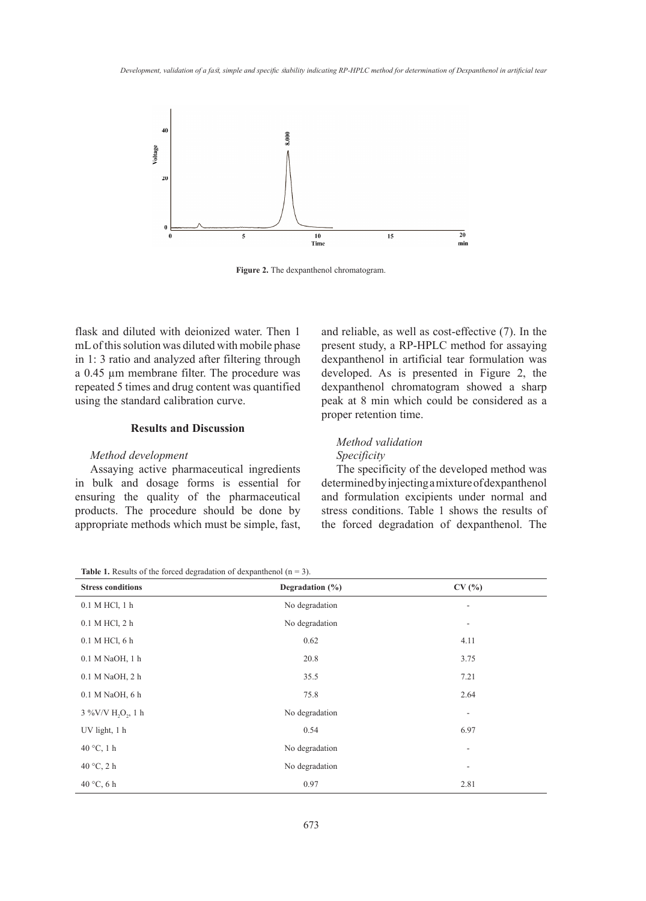Figure 2. The dexpanthenol chromatogram.

flask and diluted with deionized water. Then 1 mL of this solution was diluted with mobile phase in 1: 3 ratio and analyzed after filtering through a 0.45 µm membrane filter. The procedure was repeated 5 times and drug content was quantified using the standard calibration curve.

## Results and Discussion

### *Method development*

Assaying active pharmaceutical ingredients in bulk and dosage forms is essential for ensuring the quality of the pharmaceutical products. The procedure should be done by appropriate methods which must be simple, fast, and reliable, as well as cost-effective (7). In the present study, a RP-HPLC method for assaying dexpanthenol in artificial tear formulation was developed. As is presented in Figure 2, the dexpanthenol chromatogram showed a sharp peak at 8 min which could be considered as a proper retention time.

### *Method validation*

#### *Specificity*

The specificity of the developed method was determined by injecting a mixture of dexpanthenol and formulation excipients under normal and stress conditions. Table 1 shows the results of the forced degradation of dexpanthenol. The

**Table 1.** Results of the forced degradation of dexpanthenol (n = 3).

| Stress conditions | Degradation (%) | CV (%) |
|---|---|---|
| 0.1 M HCl, 1 h | No degradation | - |
| 0.1 M HCl, 2 h | No degradation | - |
| 0.1 M HCl, 6 h | 0.62 | 4.11 |
| 0.1 M NaOH, 1 h | 20.8 | 3.75 |
| 0.1 M NaOH, 2 h | 35.5 | 7.21 |
| 0.1 M NaOH, 6 h | 75.8 | 2.64 |
| 3 %V/V $H_2O_2$, 1 h | No degradation | - |
| UV light, 1 h | 0.54 | 6.97 |
| 40 °C, 1 h | No degradation | - |
| 40 °C, 2 h | No degradation | - |
| 40 °C, 6 h | 0.97 | 2.81 |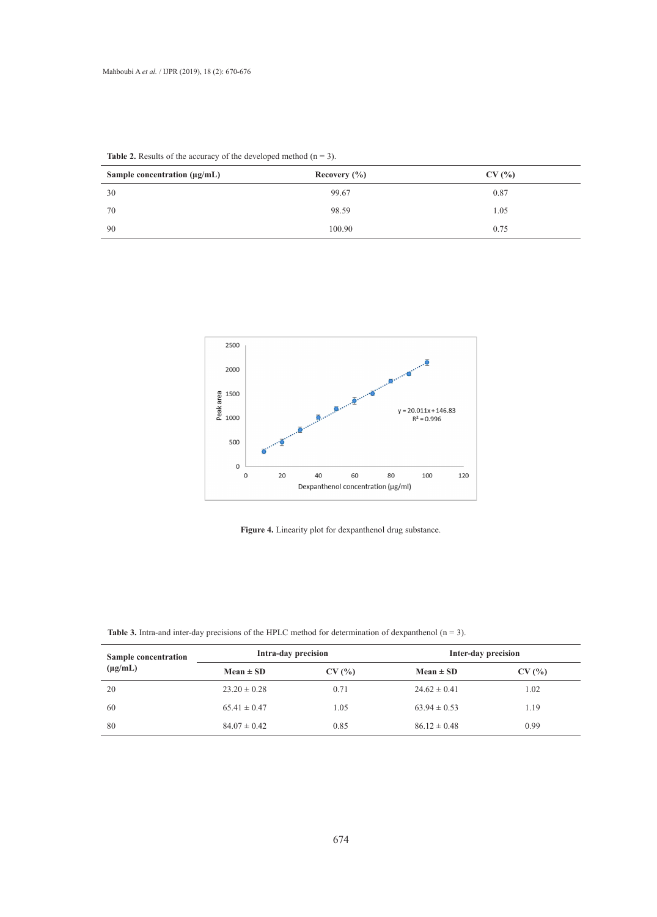**Table 2.** Results of the accuracy of the developed method (n = 3).

| Sample concentration (µg/mL) | Recovery (%) | CV (%) |
|---|---|---|
| 30 | 99.67 | 0.87 |
| 70 | 98.59 | 1.05 |
| 90 | 100.90 | 0.75 |

**Figure 4.** Linearity plot for dexpanthenol drug substance.

**Table 3.** Intra-and inter-day precisions of the HPLC method for determination of dexpanthenol (n = 3).

| Sample concentration (µg/mL) | Intra-day precision | | Inter-day precision | |
|---|---|---|---|---|
| | Mean ± SD | CV (%) | Mean ± SD | CV (%) |
| 20 | 23.20 ± 0.28 | 0.71 | 24.62 ± 0.41 | 1.02 |
| 60 | 65.41 ± 0.47 | 1.05 | 63.94 ± 0.53 | 1.19 |
| 80 | 84.07 ± 0.42 | 0.85 | 86.12 ± 0.48 | 0.99 |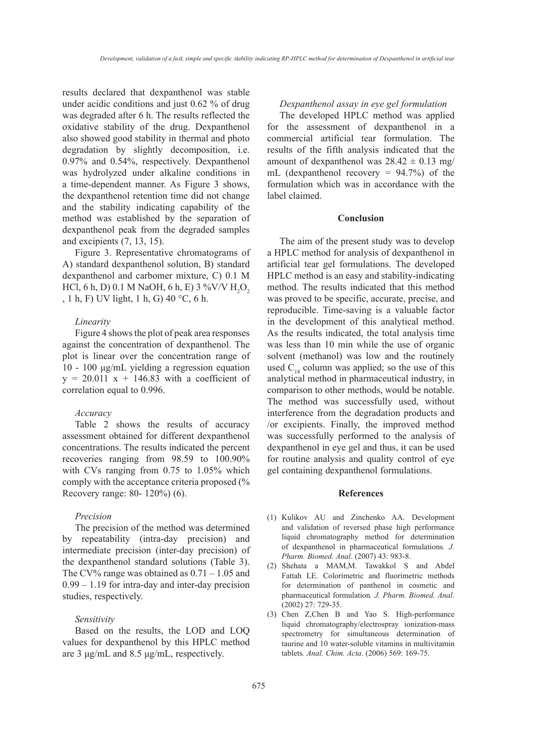results declared that dexpanthenol was stable under acidic conditions and just 0.62 % of drug was degraded after 6 h. The results reflected the oxidative stability of the drug. Dexpanthenol also showed good stability in thermal and photo degradation by slightly decomposition, i.e. 0.97% and 0.54%, respectively. Dexpanthenol was hydrolyzed under alkaline conditions in a time-dependent manner. As Figure 3 shows, the dexpanthenol retention time did not change and the stability indicating capability of the method was established by the separation of dexpanthenol peak from the degraded samples and excipients (7, 13, 15).

Figure 3. Representative chromatograms of A) standard dexpanthenol solution, B) standard dexpanthenol and carbomer mixture, C) 0.1 M HCl, 6 h, D) 0.1 M NaOH, 6 h, E) 3 %V/V $H_2O_2$ , 1 h, F) UV light, 1 h, G) 40 °C, 6 h.

*Linearity*

Figure 4 shows the plot of peak area responses against the concentration of dexpanthenol. The plot is linear over the concentration range of 10 - 100 µg/mL yielding a regression equation $y = 20.011\ x + 146.83$ with a coefficient of correlation equal to 0.996.

*Accuracy*

Table 2 shows the results of accuracy assessment obtained for different dexpanthenol concentrations. The results indicated the percent recoveries ranging from 98.59 to 100.90% with CVs ranging from 0.75 to 1.05% which comply with the acceptance criteria proposed (% Recovery range: 80- 120%) (6).

*Precision*

The precision of the method was determined by repeatability (intra-day precision) and intermediate precision (inter-day precision) of the dexpanthenol standard solutions (Table 3). The CV% range was obtained as 0.71 – 1.05 and 0.99 – 1.19 for intra-day and inter-day precision studies, respectively.

*Sensitivity*

Based on the results, the LOD and LOQ values for dexpanthenol by this HPLC method are 3 µg/mL and 8.5 µg/mL, respectively.

*Dexpanthenol assay in eye gel formulation*

The developed HPLC method was applied for the assessment of dexpanthenol in a commercial artificial tear formulation. The results of the fifth analysis indicated that the amount of dexpanthenol was 28.42 ± 0.13 mg/mL (dexpanthenol recovery = 94.7%) of the formulation which was in accordance with the label claimed.

## Conclusion

The aim of the present study was to develop a HPLC method for analysis of dexpanthenol in artificial tear gel formulations. The developed HPLC method is an easy and stability-indicating method. The results indicated that this method was proved to be specific, accurate, precise, and reproducible. Time-saving is a valuable factor in the development of this analytical method. As the results indicated, the total analysis time was less than 10 min while the use of organic solvent (methanol) was low and the routinely used $C_{18}$ column was applied; so the use of this analytical method in pharmaceutical industry, in comparison to other methods, would be notable. The method was successfully used, without interference from the degradation products and /or excipients. Finally, the improved method was successfully performed to the analysis of dexpanthenol in eye gel and thus, it can be used for routine analysis and quality control of eye gel containing dexpanthenol formulations.

## References

(1) Kulikov AU and Zinchenko AA. Development and validation of reversed phase high performance liquid chromatography method for determination of dexpanthenol in pharmaceutical formulations*. J. Pharm. Biomed. Anal*. (2007) 43: 983-8.

(2) Shehata a MAM,M. Tawakkol S and Abdel Fattah LE. Colorimetric and fluorimetric methods for determination of panthenol in cosmetic and pharmaceutical formulation*. J. Pharm. Biomed. Anal*. (2002) 27: 729-35.

(3) Chen Z,Chen B and Yao S. High-performance liquid chromatography/electrospray ionization-mass spectrometry for simultaneous determination of taurine and 10 water-soluble vitamins in multivitamin tablets*. Anal. Chim. Acta*. (2006) 569: 169-75.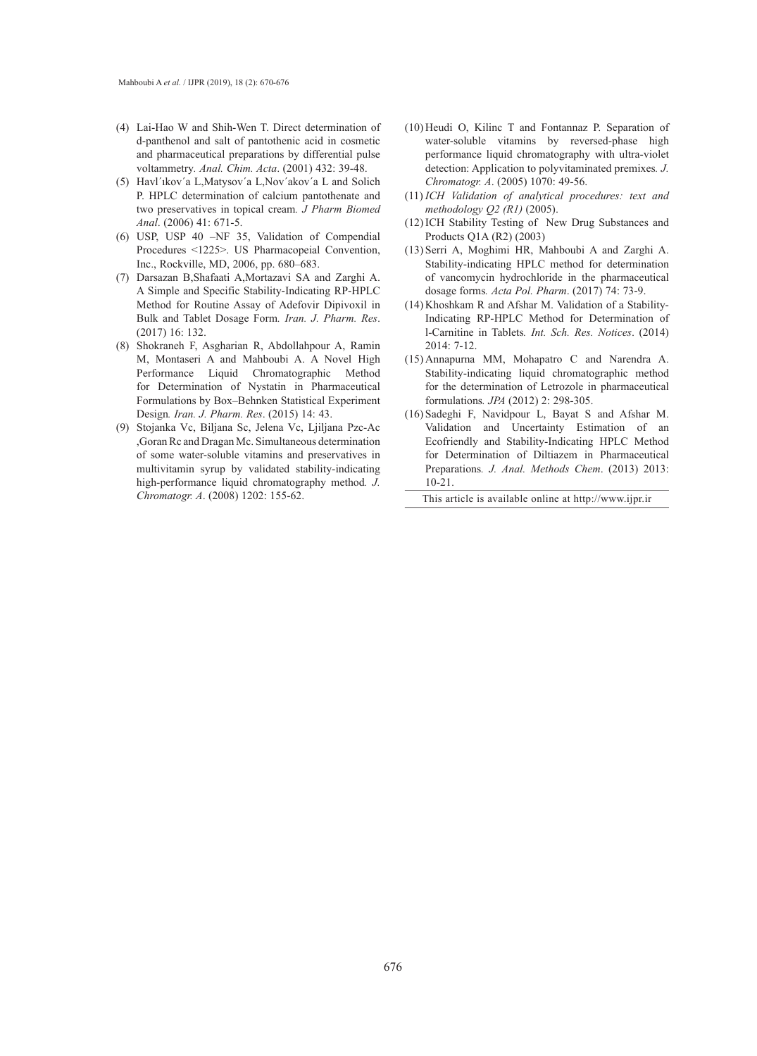(4) Lai-Hao W and Shih-Wen T. Direct determination of d-panthenol and salt of pantothenic acid in cosmetic and pharmaceutical preparations by differential pulse voltammetry. *Anal. Chim. Acta*. (2001) 432: 39-48.

(5) Havl´ıkov´a L,Matysov´a L,Nov´akov´a L and Solich P. HPLC determination of calcium pantothenate and two preservatives in topical cream. *J Pharm Biomed Anal*. (2006) 41: 671-5.

(6) USP, USP 40 –NF 35, Validation of Compendial Procedures <1225>. US Pharmacopeial Convention, Inc., Rockville, MD, 2006, pp. 680–683.

(7) Darsazan B,Shafaati A,Mortazavi SA and Zarghi A. A Simple and Specific Stability-Indicating RP-HPLC Method for Routine Assay of Adefovir Dipivoxil in Bulk and Tablet Dosage Form. *Iran. J. Pharm. Res*. (2017) 16: 132.

(8) Shokraneh F, Asgharian R, Abdollahpour A, Ramin M, Montaseri A and Mahboubi A. A Novel High Performance Liquid Chromatographic Method for Determination of Nystatin in Pharmaceutical Formulations by Box–Behnken Statistical Experiment Design. *Iran. J. Pharm. Res*. (2015) 14: 43.

(9) Stojanka Vc, Biljana Sc, Jelena Vc, Ljiljana Pzc-Ac ,Goran Rc and Dragan Mc. Simultaneous determination of some water-soluble vitamins and preservatives in multivitamin syrup by validated stability-indicating high-performance liquid chromatography method. *J. Chromatogr. A*. (2008) 1202: 155-62.

(10) Heudi O, Kilinc T and Fontannaz P. Separation of water-soluble vitamins by reversed-phase high performance liquid chromatography with ultra-violet detection: Application to polyvitaminated premixes. *J. Chromatogr. A*. (2005) 1070: 49-56.

(11) *ICH Validation of analytical procedures: text and methodology Q2 (R1)* (2005).

(12) ICH Stability Testing of New Drug Substances and Products Q1A (R2) (2003)

(13) Serri A, Moghimi HR, Mahboubi A and Zarghi A. Stability-indicating HPLC method for determination of vancomycin hydrochloride in the pharmaceutical dosage forms. *Acta Pol. Pharm*. (2017) 74: 73-9.

(14) Khoshkam R and Afshar M. Validation of a Stability-Indicating RP-HPLC Method for Determination of l-Carnitine in Tablets. *Int. Sch. Res. Notices*. (2014) 2014: 7-12.

(15) Annapurna MM, Mohapatro C and Narendra A. Stability-indicating liquid chromatographic method for the determination of Letrozole in pharmaceutical formulations. *JPA* (2012) 2: 298-305.

(16) Sadeghi F, Navidpour L, Bayat S and Afshar M. Validation and Uncertainty Estimation of an Ecofriendly and Stability-Indicating HPLC Method for Determination of Diltiazem in Pharmaceutical Preparations. *J. Anal. Methods Chem*. (2013) 2013: 10-21.

This article is available online at http://www.ijpr.ir